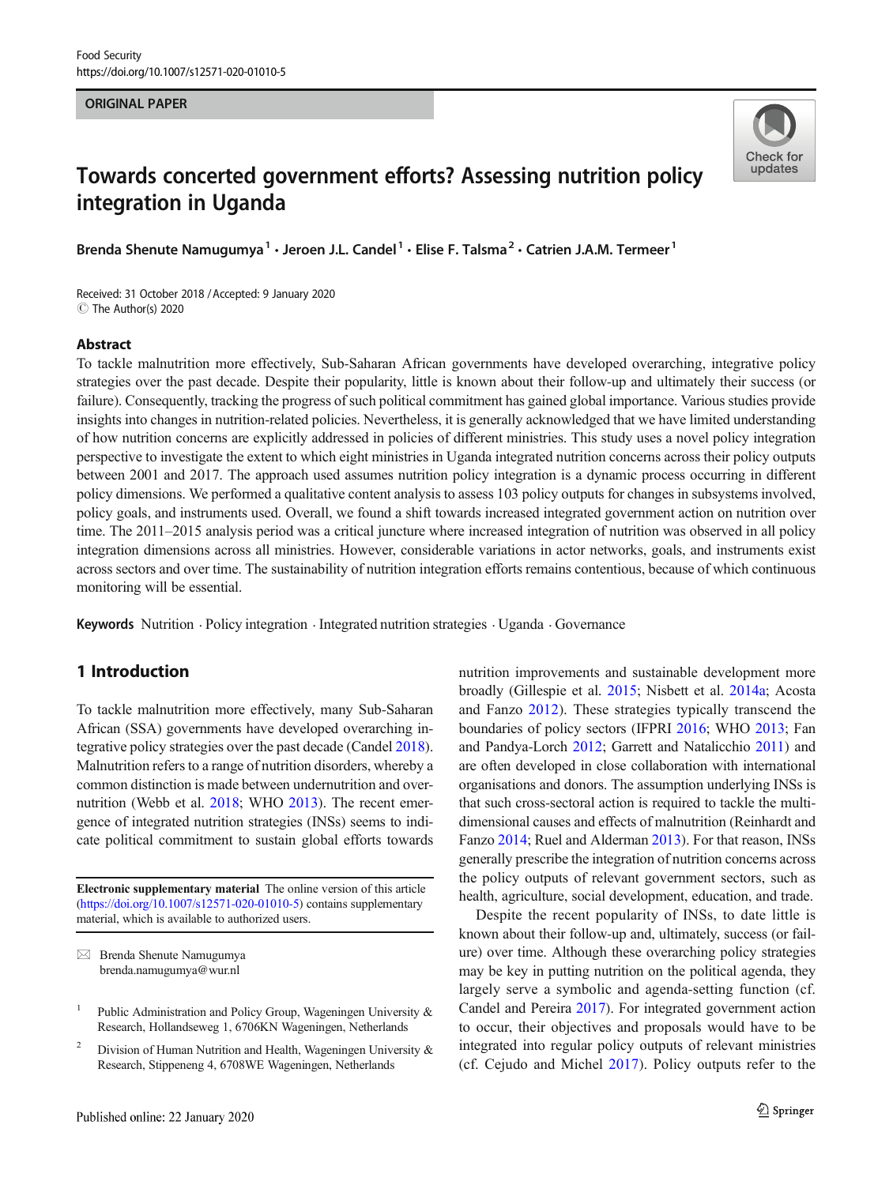ORIGINAL PAPER

# Towards concerted government efforts? Assessing nutrition policy integration in Uganda

Brenda Shenute Namugumya[1] · Jeroen J.L. Candel[1] · Elise F. Talsma[2] · Catrien J.A.M. Termeer[1]

Received: 31 October 2018 / Accepted: 9 January 2020
© The Author(s) 2020

## Abstract

To tackle malnutrition more effectively, Sub-Saharan African governments have developed overarching, integrative policy strategies over the past decade. Despite their popularity, little is known about their follow-up and ultimately their success (or failure). Consequently, tracking the progress of such political commitment has gained global importance. Various studies provide insights into changes in nutrition-related policies. Nevertheless, it is generally acknowledged that we have limited understanding of how nutrition concerns are explicitly addressed in policies of different ministries. This study uses a novel policy integration perspective to investigate the extent to which eight ministries in Uganda integrated nutrition concerns across their policy outputs between 2001 and 2017. The approach used assumes nutrition policy integration is a dynamic process occurring in different policy dimensions. We performed a qualitative content analysis to assess 103 policy outputs for changes in subsystems involved, policy goals, and instruments used. Overall, we found a shift towards increased integrated government action on nutrition over time. The 2011–2015 analysis period was a critical juncture where increased integration of nutrition was observed in all policy integration dimensions across all ministries. However, considerable variations in actor networks, goals, and instruments exist across sectors and over time. The sustainability of nutrition integration efforts remains contentious, because of which continuous monitoring will be essential.

**Keywords** Nutrition · Policy integration · Integrated nutrition strategies · Uganda · Governance

## 1 Introduction

To tackle malnutrition more effectively, many Sub-Saharan African (SSA) governments have developed overarching integrative policy strategies over the past decade (Candel 2018). Malnutrition refers to a range of nutrition disorders, whereby a common distinction is made between undernutrition and overnutrition (Webb et al. 2018; WHO 2013). The recent emergence of integrated nutrition strategies (INSs) seems to indicate political commitment to sustain global efforts towards nutrition improvements and sustainable development more broadly (Gillespie et al. 2015; Nisbett et al. 2014a; Acosta and Fanzo 2012). These strategies typically transcend the boundaries of policy sectors (IFPRI 2016; WHO 2013; Fan and Pandya-Lorch 2012; Garrett and Natalicchio 2011) and are often developed in close collaboration with international organisations and donors. The assumption underlying INSs is that such cross-sectoral action is required to tackle the multi-dimensional causes and effects of malnutrition (Reinhardt and Fanzo 2014; Ruel and Alderman 2013). For that reason, INSs generally prescribe the integration of nutrition concerns across the policy outputs of relevant government sectors, such as health, agriculture, social development, education, and trade.

Despite the recent popularity of INSs, to date little is known about their follow-up and, ultimately, success (or failure) over time. Although these overarching policy strategies may be key in putting nutrition on the political agenda, they largely serve a symbolic and agenda-setting function (cf. Candel and Pereira 2017). For integrated government action to occur, their objectives and proposals would have to be integrated into regular policy outputs of relevant ministries (cf. Cejudo and Michel 2017). Policy outputs refer to the

**Electronic supplementary material** The online version of this article (https://doi.org/10.1007/s12571-020-01010-5) contains supplementary material, which is available to authorized users.

✉ Brenda Shenute Namugumya
brenda.namugumya@wur.nl

[1] Public Administration and Policy Group, Wageningen University & Research, Hollandseweg 1, 6706KN Wageningen, Netherlands

[2] Division of Human Nutrition and Health, Wageningen University & Research, Stippeneng 4, 6708WE Wageningen, Netherlands

Published online: 22 January 2020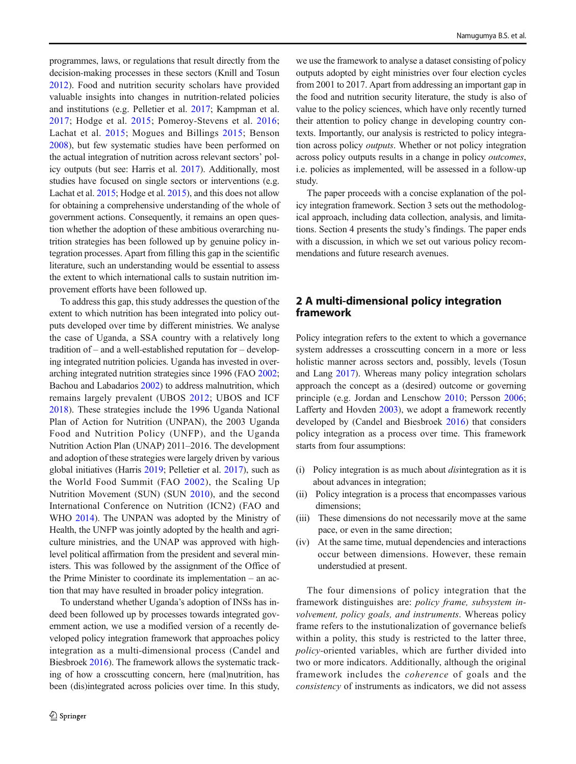programmes, laws, or regulations that result directly from the decision-making processes in these sectors (Knill and Tosun 2012). Food and nutrition security scholars have provided valuable insights into changes in nutrition-related policies and institutions (e.g. Pelletier et al. 2017; Kampman et al. 2017; Hodge et al. 2015; Pomeroy-Stevens et al. 2016; Lachat et al. 2015; Mogues and Billings 2015; Benson 2008), but few systematic studies have been performed on the actual integration of nutrition across relevant sectors' policy outputs (but see: Harris et al. 2017). Additionally, most studies have focused on single sectors or interventions (e.g. Lachat et al. 2015; Hodge et al. 2015), and this does not allow for obtaining a comprehensive understanding of the whole of government actions. Consequently, it remains an open question whether the adoption of these ambitious overarching nutrition strategies has been followed up by genuine policy integration processes. Apart from filling this gap in the scientific literature, such an understanding would be essential to assess the extent to which international calls to sustain nutrition improvement efforts have been followed up.

To address this gap, this study addresses the question of the extent to which nutrition has been integrated into policy outputs developed over time by different ministries. We analyse the case of Uganda, a SSA country with a relatively long tradition of – and a well-established reputation for – developing integrated nutrition policies. Uganda has invested in overarching integrated nutrition strategies since 1996 (FAO 2002; Bachou and Labadarios 2002) to address malnutrition, which remains largely prevalent (UBOS 2012; UBOS and ICF 2018). These strategies include the 1996 Uganda National Plan of Action for Nutrition (UNPAN), the 2003 Uganda Food and Nutrition Policy (UNFP), and the Uganda Nutrition Action Plan (UNAP) 2011–2016. The development and adoption of these strategies were largely driven by various global initiatives (Harris 2019; Pelletier et al. 2017), such as the World Food Summit (FAO 2002), the Scaling Up Nutrition Movement (SUN) (SUN 2010), and the second International Conference on Nutrition (ICN2) (FAO and WHO 2014). The UNPAN was adopted by the Ministry of Health, the UNFP was jointly adopted by the health and agriculture ministries, and the UNAP was approved with high-level political affirmation from the president and several ministers. This was followed by the assignment of the Office of the Prime Minister to coordinate its implementation – an action that may have resulted in broader policy integration.

To understand whether Uganda's adoption of INSs has indeed been followed up by processes towards integrated government action, we use a modified version of a recently developed policy integration framework that approaches policy integration as a multi-dimensional process (Candel and Biesbroek 2016). The framework allows the systematic tracking of how a crosscutting concern, here (mal)nutrition, has been (dis)integrated across policies over time. In this study, we use the framework to analyse a dataset consisting of policy outputs adopted by eight ministries over four election cycles from 2001 to 2017. Apart from addressing an important gap in the food and nutrition security literature, the study is also of value to the policy sciences, which have only recently turned their attention to policy change in developing country contexts. Importantly, our analysis is restricted to policy integration across policy *outputs*. Whether or not policy integration across policy outputs results in a change in policy *outcomes*, i.e. policies as implemented, will be assessed in a follow-up study.

The paper proceeds with a concise explanation of the policy integration framework. Section 3 sets out the methodological approach, including data collection, analysis, and limitations. Section 4 presents the study's findings. The paper ends with a discussion, in which we set out various policy recommendations and future research avenues.

## 2 A multi-dimensional policy integration framework

Policy integration refers to the extent to which a governance system addresses a crosscutting concern in a more or less holistic manner across sectors and, possibly, levels (Tosun and Lang 2017). Whereas many policy integration scholars approach the concept as a (desired) outcome or governing principle (e.g. Jordan and Lenschow 2010; Persson 2006; Lafferty and Hovden 2003), we adopt a framework recently developed by (Candel and Biesbroek 2016) that considers policy integration as a process over time. This framework starts from four assumptions:

(i) Policy integration is as much about *dis*integration as it is about advances in integration;
(ii) Policy integration is a process that encompasses various dimensions;
(iii) These dimensions do not necessarily move at the same pace, or even in the same direction;
(iv) At the same time, mutual dependencies and interactions occur between dimensions. However, these remain understudied at present.

The four dimensions of policy integration that the framework distinguishes are: *policy frame, subsystem involvement, policy goals, and instruments*. Whereas policy frame refers to the institutionalization of governance beliefs within a polity, this study is restricted to the latter three, *policy*-oriented variables, which are further divided into two or more indicators. Additionally, although the original framework includes the *coherence* of goals and the *consistency* of instruments as indicators, we did not assess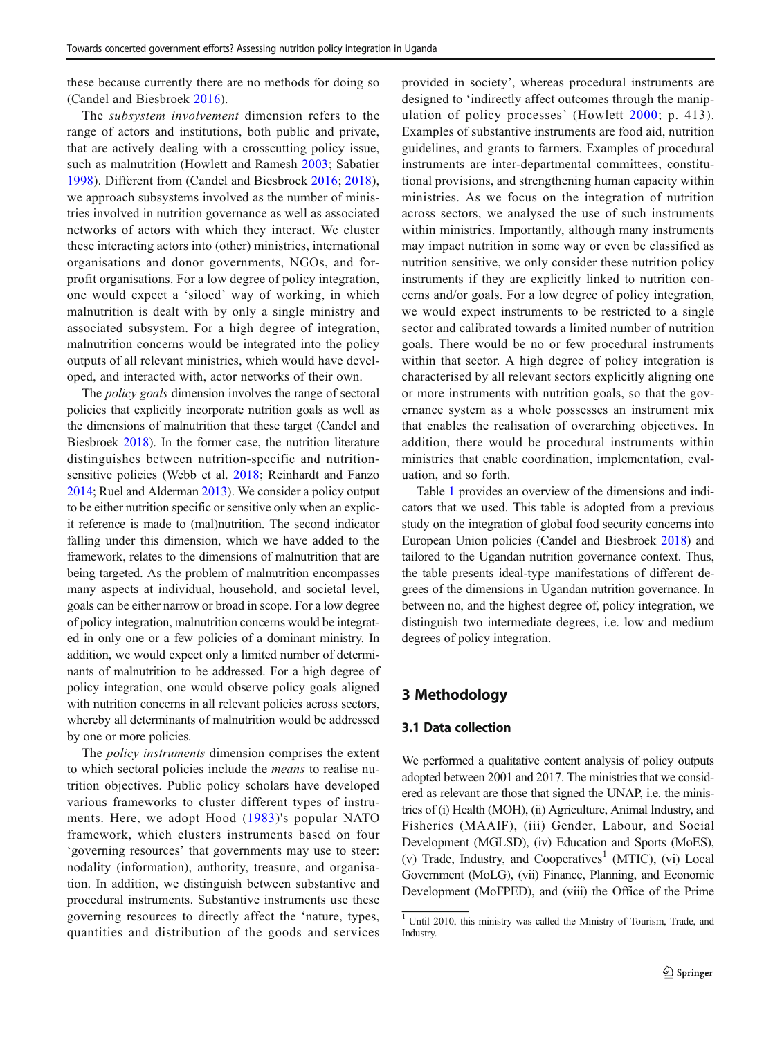these because currently there are no methods for doing so (Candel and Biesbroek 2016).

The *subsystem involvement* dimension refers to the range of actors and institutions, both public and private, that are actively dealing with a crosscutting policy issue, such as malnutrition (Howlett and Ramesh 2003; Sabatier 1998). Different from (Candel and Biesbroek 2016; 2018), we approach subsystems involved as the number of ministries involved in nutrition governance as well as associated networks of actors with which they interact. We cluster these interacting actors into (other) ministries, international organisations and donor governments, NGOs, and for-profit organisations. For a low degree of policy integration, one would expect a 'siloed' way of working, in which malnutrition is dealt with by only a single ministry and associated subsystem. For a high degree of integration, malnutrition concerns would be integrated into the policy outputs of all relevant ministries, which would have developed, and interacted with, actor networks of their own.

The *policy goals* dimension involves the range of sectoral policies that explicitly incorporate nutrition goals as well as the dimensions of malnutrition that these target (Candel and Biesbroek 2018). In the former case, the nutrition literature distinguishes between nutrition-specific and nutrition-sensitive policies (Webb et al. 2018; Reinhardt and Fanzo 2014; Ruel and Alderman 2013). We consider a policy output to be either nutrition specific or sensitive only when an explicit reference is made to (mal)nutrition. The second indicator falling under this dimension, which we have added to the framework, relates to the dimensions of malnutrition that are being targeted. As the problem of malnutrition encompasses many aspects at individual, household, and societal level, goals can be either narrow or broad in scope. For a low degree of policy integration, malnutrition concerns would be integrated in only one or a few policies of a dominant ministry. In addition, we would expect only a limited number of determinants of malnutrition to be addressed. For a high degree of policy integration, one would observe policy goals aligned with nutrition concerns in all relevant policies across sectors, whereby all determinants of malnutrition would be addressed by one or more policies.

The *policy instruments* dimension comprises the extent to which sectoral policies include the *means* to realise nutrition objectives. Public policy scholars have developed various frameworks to cluster different types of instruments. Here, we adopt Hood (1983)'s popular NATO framework, which clusters instruments based on four 'governing resources' that governments may use to steer: nodality (information), authority, treasure, and organisation. In addition, we distinguish between substantive and procedural instruments. Substantive instruments use these governing resources to directly affect the 'nature, types, quantities and distribution of the goods and services provided in society', whereas procedural instruments are designed to 'indirectly affect outcomes through the manipulation of policy processes' (Howlett 2000; p. 413). Examples of substantive instruments are food aid, nutrition guidelines, and grants to farmers. Examples of procedural instruments are inter-departmental committees, constitutional provisions, and strengthening human capacity within ministries. As we focus on the integration of nutrition across sectors, we analysed the use of such instruments within ministries. Importantly, although many instruments may impact nutrition in some way or even be classified as nutrition sensitive, we only consider these nutrition policy instruments if they are explicitly linked to nutrition concerns and/or goals. For a low degree of policy integration, we would expect instruments to be restricted to a single sector and calibrated towards a limited number of nutrition goals. There would be no or few procedural instruments within that sector. A high degree of policy integration is characterised by all relevant sectors explicitly aligning one or more instruments with nutrition goals, so that the governance system as a whole possesses an instrument mix that enables the realisation of overarching objectives. In addition, there would be procedural instruments within ministries that enable coordination, implementation, evaluation, and so forth.

Table 1 provides an overview of the dimensions and indicators that we used. This table is adopted from a previous study on the integration of global food security concerns into European Union policies (Candel and Biesbroek 2018) and tailored to the Ugandan nutrition governance context. Thus, the table presents ideal-type manifestations of different degrees of the dimensions in Ugandan nutrition governance. In between no, and the highest degree of, policy integration, we distinguish two intermediate degrees, i.e. low and medium degrees of policy integration.

## 3 Methodology

### 3.1 Data collection

We performed a qualitative content analysis of policy outputs adopted between 2001 and 2017. The ministries that we considered as relevant are those that signed the UNAP, i.e. the ministries of (i) Health (MOH), (ii) Agriculture, Animal Industry, and Fisheries (MAAIF), (iii) Gender, Labour, and Social Development (MGLSD), (iv) Education and Sports (MoES), (v) Trade, Industry, and Cooperatives[1] (MTIC), (vi) Local Government (MoLG), (vii) Finance, Planning, and Economic Development (MoFPED), and (viii) the Office of the Prime

[1] Until 2010, this ministry was called the Ministry of Tourism, Trade, and Industry.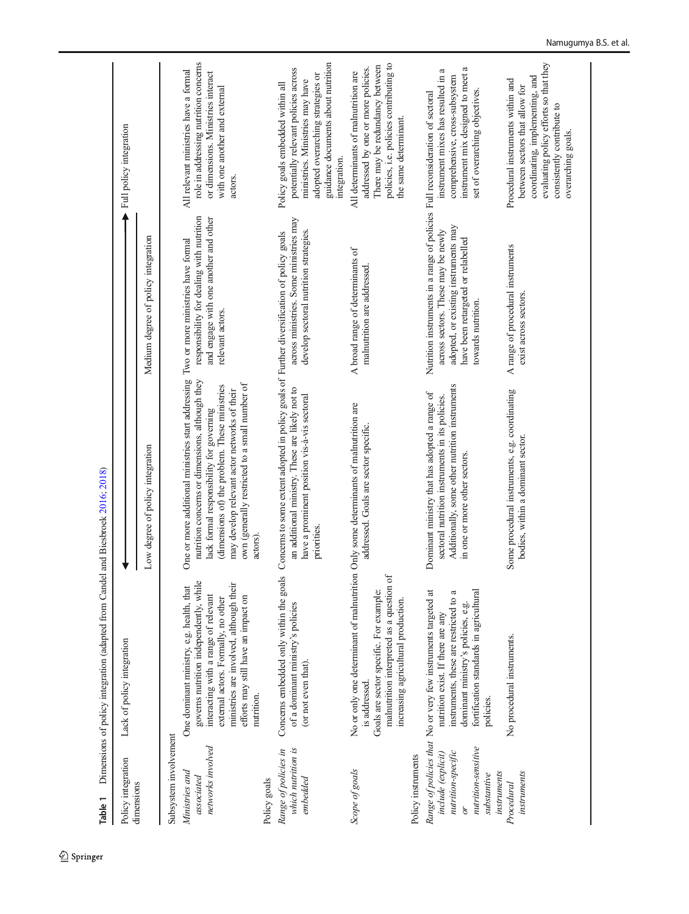**Table 1** Dimensions of policy integration (adapted from Candel and Biesbroek 2016; 2018)

| Policy integration dimensions | Lack of policy integration | Low degree of policy integration | Medium degree of policy integration | Full policy integration |
|---|---|---|---|---|
| **Subsystem involvement** | | | | |
| *Ministries and associated networks involved* | One dominant ministry, e.g. health, that governs nutrition independently, while interacting with a range of relevant external actors. Formally, no other ministries are involved, although their efforts may still have an impact on nutrition. | One or more additional ministries start addressing nutrition concerns or dimensions, although they lack formal responsibility for governing (dimensions of) the problem. These ministries may develop relevant actor networks of their own (generally restricted to a small number of actors). | Two or more ministries have formal responsibility for dealing with nutrition and engage with one another and other relevant actors. | All relevant ministries have a formal role in addressing nutrition concerns or dimensions. Ministries interact with one another and external actors. |
| **Policy goals** | | | | |
| *Range of policies in which nutrition is embedded* | Concerns embedded only within the goals of a dominant ministry's policies (or not even that). | Concerns to some extent adopted in policy goals of an additional ministry. These are likely not to have a prominent position vis-à-vis sectoral priorities. | Further diversification of policy goals across ministries. Some ministries may develop sectoral nutrition strategies. | Policy goals embedded within all potentially relevant policies across ministries. Ministries may have adopted overarching strategies or guidance documents about nutrition integration. |
| *Scope of goals* | No or only one determinant of malnutrition is addressed. Goals are sector specific. For example: malnutrition interpreted as a question of increasing agricultural production. | Only some determinants of malnutrition are addressed. Goals are sector specific. | A broad range of determinants of malnutrition are addressed. | All determinants of malnutrition are addressed by one or more policies. There may be redundancy between policies, i.e. policies contributing to the same determinant. |
| **Policy instruments** | | | | |
| *Range of policies that include (explicit) nutrition-specific or nutrition-sensitive substantive instruments* | No or very few instruments targeted at nutrition exist. If there are any instruments, these are restricted to a dominant ministry's policies, e.g. fortification standards in agricultural policies. | Dominant ministry that has adopted a range of sectoral nutrition instruments in its policies. Additionally, some other nutrition instruments in one or more other sectors. | Nutrition instruments in a range of policies across sectors. These may be newly adopted, or existing instruments may have been retargeted or relabelled towards nutrition. | Full reconsideration of sectoral instrument mixes has resulted in a comprehensive, cross-subsystem instrument mix designed to meet a set of overarching objectives. |
| *Procedural instruments* | No procedural instruments. | Some procedural instruments, e.g. coordinating bodies, within a dominant sector. | A range of procedural instruments exist across sectors. | Procedural instruments within and between sectors that allow for coordinating, implementing, and evaluating policy efforts so that they consistently contribute to overarching goals. |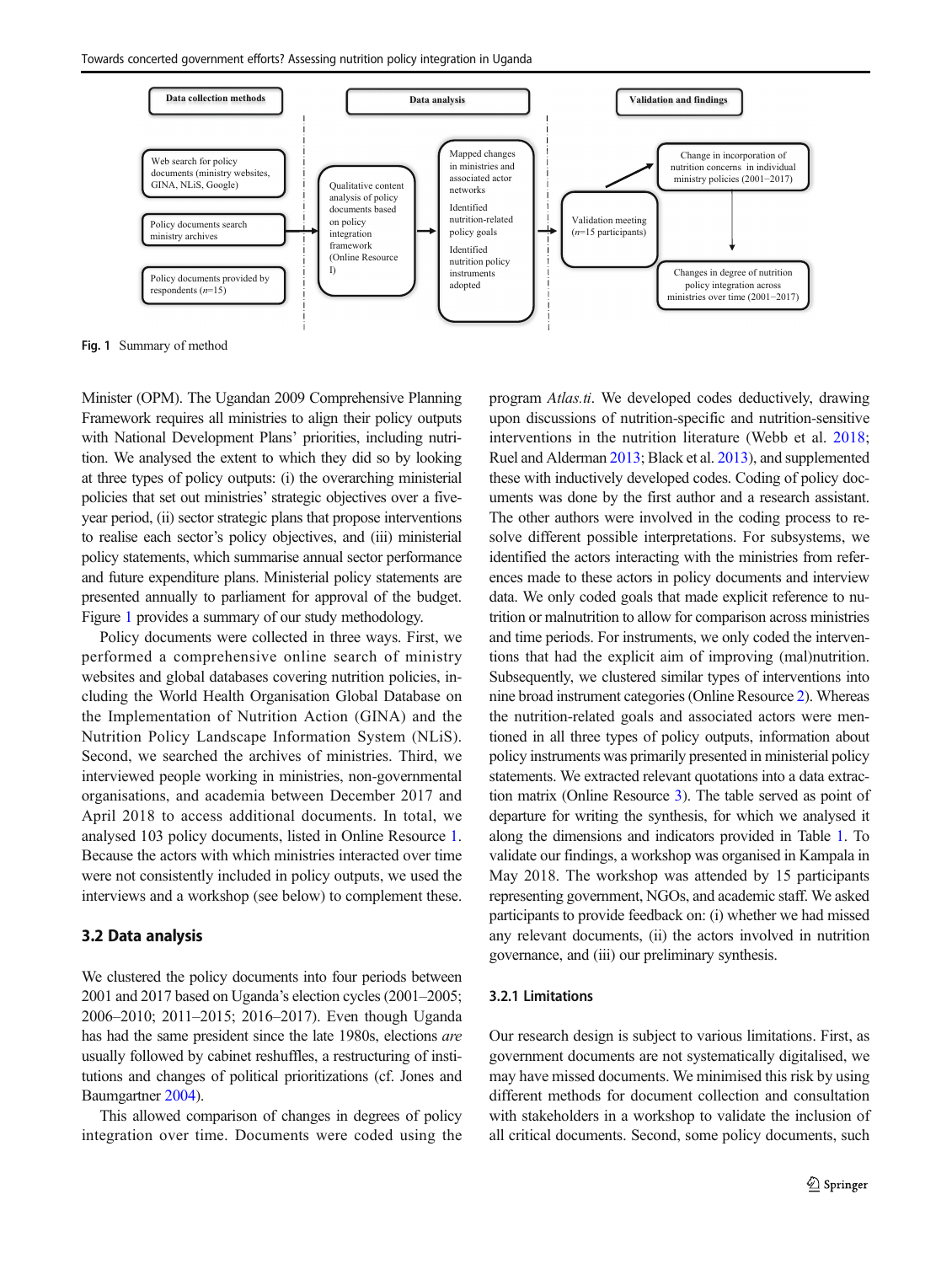Fig. 1 Summary of method

Minister (OPM). The Ugandan 2009 Comprehensive Planning Framework requires all ministries to align their policy outputs with National Development Plans' priorities, including nutrition. We analysed the extent to which they did so by looking at three types of policy outputs: (i) the overarching ministerial policies that set out ministries' strategic objectives over a five-year period, (ii) sector strategic plans that propose interventions to realise each sector's policy objectives, and (iii) ministerial policy statements, which summarise annual sector performance and future expenditure plans. Ministerial policy statements are presented annually to parliament for approval of the budget. Figure 1 provides a summary of our study methodology.

Policy documents were collected in three ways. First, we performed a comprehensive online search of ministry websites and global databases covering nutrition policies, including the World Health Organisation Global Database on the Implementation of Nutrition Action (GINA) and the Nutrition Policy Landscape Information System (NLiS). Second, we searched the archives of ministries. Third, we interviewed people working in ministries, non-governmental organisations, and academia between December 2017 and April 2018 to access additional documents. In total, we analysed 103 policy documents, listed in Online Resource 1. Because the actors with which ministries interacted over time were not consistently included in policy outputs, we used the interviews and a workshop (see below) to complement these.

### 3.2 Data analysis

We clustered the policy documents into four periods between 2001 and 2017 based on Uganda's election cycles (2001–2005; 2006–2010; 2011–2015; 2016–2017). Even though Uganda has had the same president since the late 1980s, elections *are* usually followed by cabinet reshuffles, a restructuring of institutions and changes of political prioritizations (cf. Jones and Baumgartner 2004).

This allowed comparison of changes in degrees of policy integration over time. Documents were coded using the program *Atlas.ti*. We developed codes deductively, drawing upon discussions of nutrition-specific and nutrition-sensitive interventions in the nutrition literature (Webb et al. 2018; Ruel and Alderman 2013; Black et al. 2013), and supplemented these with inductively developed codes. Coding of policy documents was done by the first author and a research assistant. The other authors were involved in the coding process to resolve different possible interpretations. For subsystems, we identified the actors interacting with the ministries from references made to these actors in policy documents and interview data. We only coded goals that made explicit reference to nutrition or malnutrition to allow for comparison across ministries and time periods. For instruments, we only coded the interventions that had the explicit aim of improving (mal)nutrition. Subsequently, we clustered similar types of interventions into nine broad instrument categories (Online Resource 2). Whereas the nutrition-related goals and associated actors were mentioned in all three types of policy outputs, information about policy instruments was primarily presented in ministerial policy statements. We extracted relevant quotations into a data extraction matrix (Online Resource 3). The table served as point of departure for writing the synthesis, for which we analysed it along the dimensions and indicators provided in Table 1. To validate our findings, a workshop was organised in Kampala in May 2018. The workshop was attended by 15 participants representing government, NGOs, and academic staff. We asked participants to provide feedback on: (i) whether we had missed any relevant documents, (ii) the actors involved in nutrition governance, and (iii) our preliminary synthesis.

#### 3.2.1 Limitations

Our research design is subject to various limitations. First, as government documents are not systematically digitalised, we may have missed documents. We minimised this risk by using different methods for document collection and consultation with stakeholders in a workshop to validate the inclusion of all critical documents. Second, some policy documents, such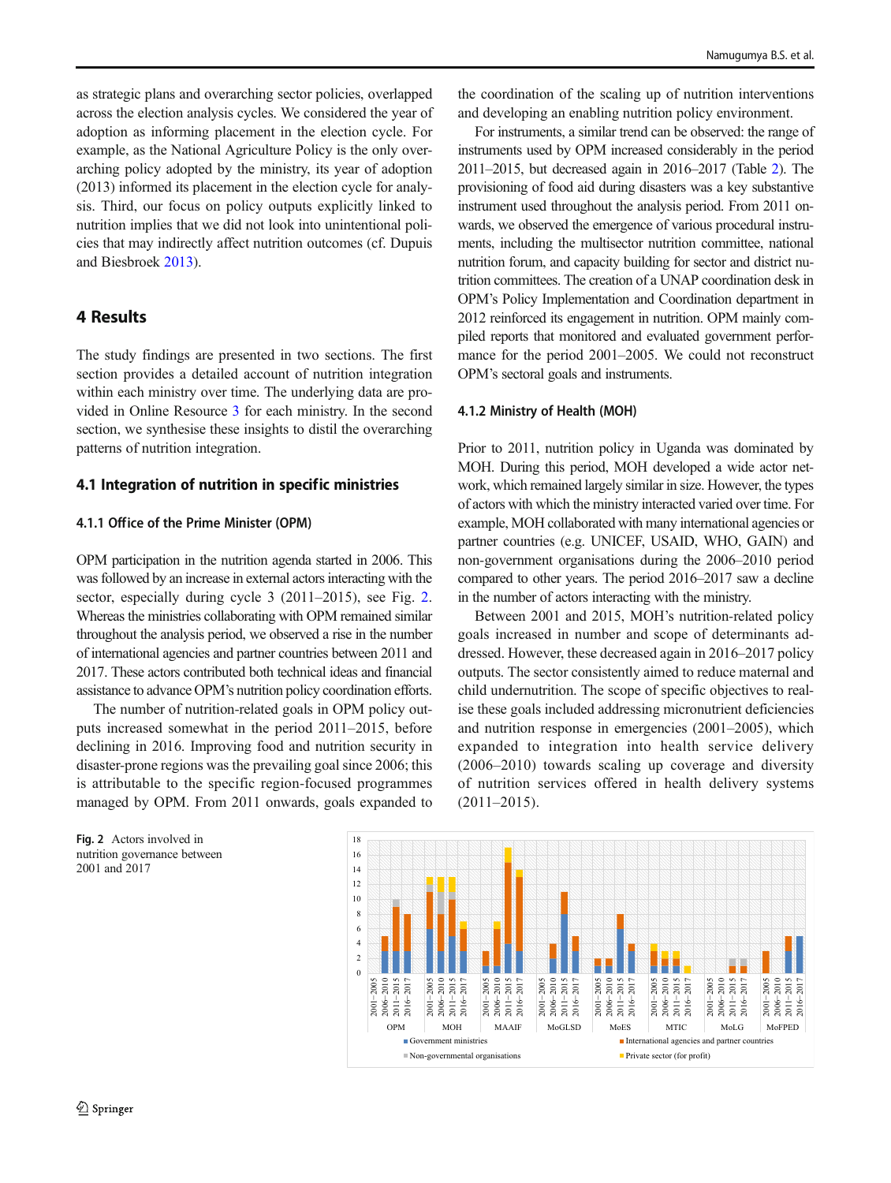as strategic plans and overarching sector policies, overlapped across the election analysis cycles. We considered the year of adoption as informing placement in the election cycle. For example, as the National Agriculture Policy is the only overarching policy adopted by the ministry, its year of adoption (2013) informed its placement in the election cycle for analysis. Third, our focus on policy outputs explicitly linked to nutrition implies that we did not look into unintentional policies that may indirectly affect nutrition outcomes (cf. Dupuis and Biesbroek 2013).

# 4 Results

The study findings are presented in two sections. The first section provides a detailed account of nutrition integration within each ministry over time. The underlying data are provided in Online Resource 3 for each ministry. In the second section, we synthesise these insights to distil the overarching patterns of nutrition integration.

## 4.1 Integration of nutrition in specific ministries

### 4.1.1 Office of the Prime Minister (OPM)

OPM participation in the nutrition agenda started in 2006. This was followed by an increase in external actors interacting with the sector, especially during cycle 3 (2011–2015), see Fig. 2. Whereas the ministries collaborating with OPM remained similar throughout the analysis period, we observed a rise in the number of international agencies and partner countries between 2011 and 2017. These actors contributed both technical ideas and financial assistance to advance OPM's nutrition policy coordination efforts.

The number of nutrition-related goals in OPM policy outputs increased somewhat in the period 2011–2015, before declining in 2016. Improving food and nutrition security in disaster-prone regions was the prevailing goal since 2006; this is attributable to the specific region-focused programmes managed by OPM. From 2011 onwards, goals expanded to the coordination of the scaling up of nutrition interventions and developing an enabling nutrition policy environment.

For instruments, a similar trend can be observed: the range of instruments used by OPM increased considerably in the period 2011–2015, but decreased again in 2016–2017 (Table 2). The provisioning of food aid during disasters was a key substantive instrument used throughout the analysis period. From 2011 onwards, we observed the emergence of various procedural instruments, including the multisector nutrition committee, national nutrition forum, and capacity building for sector and district nutrition committees. The creation of a UNAP coordination desk in OPM's Policy Implementation and Coordination department in 2012 reinforced its engagement in nutrition. OPM mainly compiled reports that monitored and evaluated government performance for the period 2001–2005. We could not reconstruct OPM's sectoral goals and instruments.

### 4.1.2 Ministry of Health (MOH)

Prior to 2011, nutrition policy in Uganda was dominated by MOH. During this period, MOH developed a wide actor network, which remained largely similar in size. However, the types of actors with which the ministry interacted varied over time. For example, MOH collaborated with many international agencies or partner countries (e.g. UNICEF, USAID, WHO, GAIN) and non-government organisations during the 2006–2010 period compared to other years. The period 2016–2017 saw a decline in the number of actors interacting with the ministry.

Between 2001 and 2015, MOH's nutrition-related policy goals increased in number and scope of determinants addressed. However, these decreased again in 2016–2017 policy outputs. The sector consistently aimed to reduce maternal and child undernutrition. The scope of specific objectives to realise these goals included addressing micronutrient deficiencies and nutrition response in emergencies (2001–2005), which expanded to integration into health service delivery (2006–2010) towards scaling up coverage and diversity of nutrition services offered in health delivery systems (2011–2015).

Fig. 2 Actors involved in nutrition governance between 2001 and 2017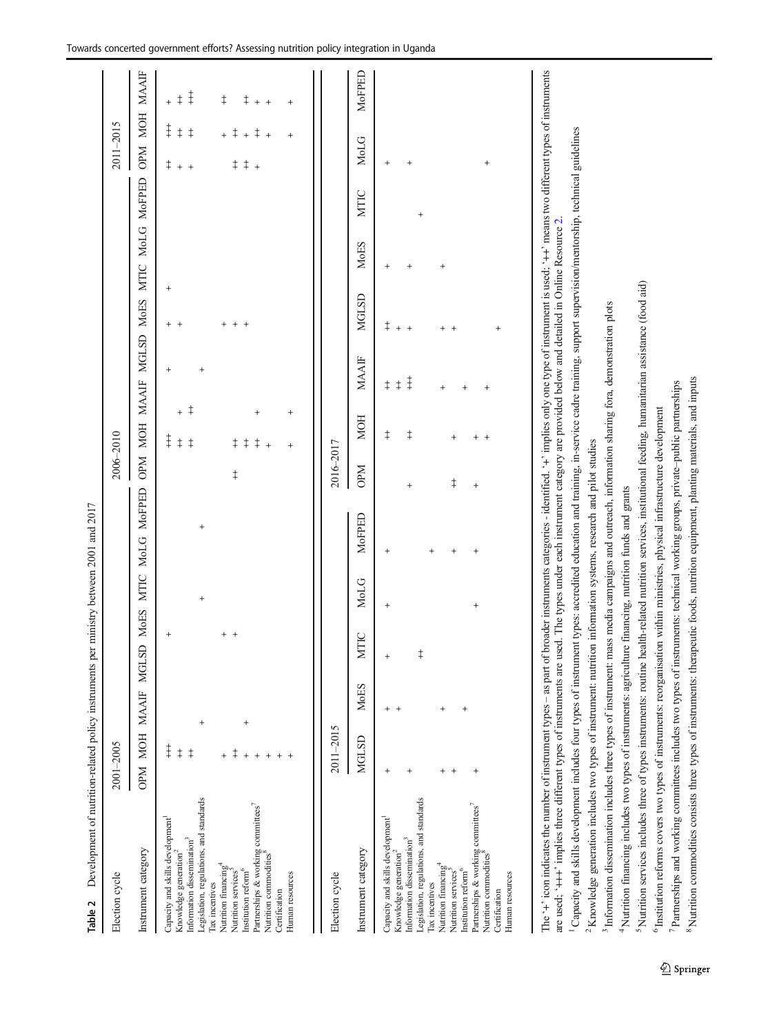**Table 2** Development of nutrition-related policy instruments per ministry between 2001 and 2017

| Election cycle | 2001–2005 | | | | | | | | 2006–2010 | | | | | | | | 2011–2015 | | |
|---|---|---|---|---|---|---|---|---|---|---|---|---|---|---|---|---|---|---|---|
| Instrument category | OPM | MOH | MAAIF | MGLSD | MoES | MTIC | MoLG | MoFPED | OPM | MOH | MAAIF | MGLSD | MoES | MTIC | MoLG | MoFPED | OPM | MOH | MAAIF |
| Capacity and skills development[1] | | +++ | | | + | | | | | +++ | | + | + | + | | | ++ | +++ | + |
| Knowledge generation[2] | | ++ | | | | | | | | ++ | + | | + | | | | + | ++ | ++ |
| Information dissemination[3] | | ++ | | | | | | | | ++ | ++ | | | | | | + | ++ | +++ |
| Legislation, regulations, and standards | | | + | | | + | | | | | | + | | | | | | | |
| Tax incentives | | | | | | | | + | | | | | | | | | | | |
| Nutrition financing[4] | | + | | | + | | | | ++ | | | | + | | | | ++ | + | ++ |
| Nutrition services[5] | | ++ | | | + | | | | | ++ | | | + | | | | ++ | ++ | |
| Institution reform[6] | | + | + | | | | | | | ++ | | | + | | | | + | + | ++ |
| Partnerships & working committees[7] | | + | | | | | | | | ++ | + | | | | | | | ++ | + |
| Nutrition commodities[8] | | + | | | | | | | | + | | | | | | | | + | + |
| Certification | | + | | | | | | | | | | | | | | | | | |
| Human resources | | + | | | | | | | | + | + | | | | | | | + | + |

| Election cycle | 2011–2015 | | | | | 2016–2017 | | | | | | | |
|---|---|---|---|---|---|---|---|---|---|---|---|---|---|
| Instrument category | MGLSD | MoES | MTIC | MoLG | MoFPED | OPM | MOH | MAAIF | MGLSD | MoES | MTIC | MoLG | MoFPED |
| Capacity and skills development[1] | + | + | + | + | + | | | ++ | ++ | + | | + | |
| Knowledge generation[2] | | + | | | | | ++ | ++ | + | | | | |
| Information dissemination[3] | + | | | | | + | | +++ | + | + | | + | |
| Legislation, regulations, and standards | | | ++ | | | | ++ | | | | + | | |
| Tax incentives | | | | | + | | | | | | | | |
| Nutrition financing[4] | + | + | | | + | ++ | + | + | + | + | | | |
| Nutrition services[5] | + | | | | | | | | + | | | | |
| Institution reform[6] | | + | | | | | | + | | | | | |
| Partnerships & working committees[7] | + | | | + | + | + | + | | | | | | + |
| Nutrition commodities[8] | | | | | | | + | + | | | | | |
| Certification | | | | | | | | | + | | | | |
| Human resources | | | | | | | | | | | | | |

The '+' icon indicates the number of instrument types – as part of broader instruments categories - identified. '+' implies only one type of instrument is used; '++' means two different types of instruments are used; '+++' implies three different types of instruments are used. The types under each instrument category are provided below and detailed in Online Resource 2.

[1] Capacity and skills development includes four types of instrument types: accredited education and training, in-service cadre training, support supervision/mentorship, technical guidelines

[2] Knowledge generation includes two types of instrument: nutrition information systems, research and pilot studies

[3] Information dissemination includes three types of instrument: mass media campaigns and outreach, information sharing fora, demonstration plots

[4] Nutrition financing includes two types of instruments: agriculture financing, nutrition funds and grants

[5] Nutrition services includes three of types instruments: routine health-related nutrition services, institutional feeding, humanitarian assistance (food aid)

[6] Institution reforms covers two types of instruments: reorganisation within ministries, physical infrastructure development

[7] Partnerships and working committees includes two types of instruments: technical working groups, private–public partnerships

[8] Nutrition commodities consists three types of instruments: therapeutic foods, nutrition equipment, planting materials, and inputs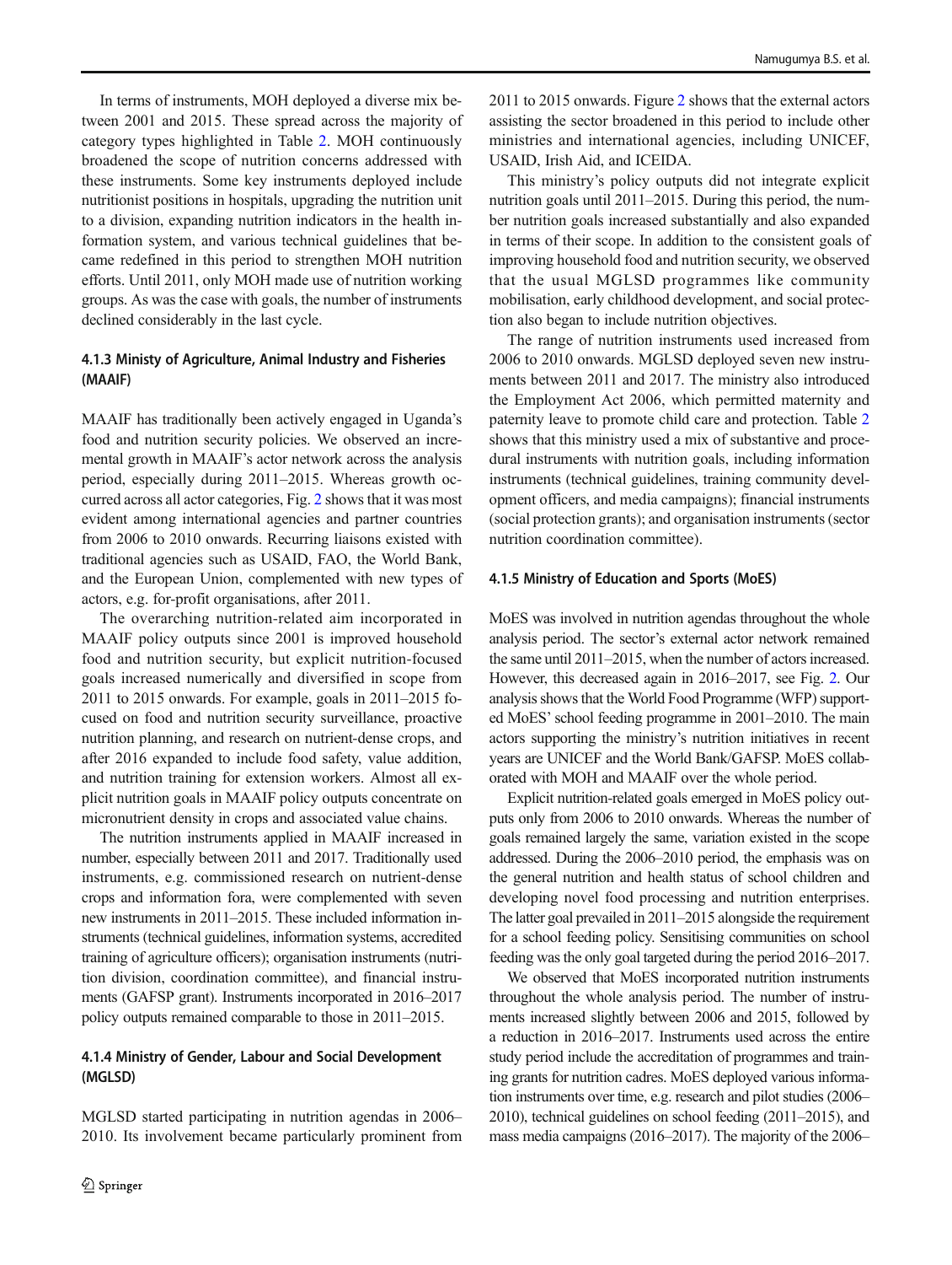In terms of instruments, MOH deployed a diverse mix between 2001 and 2015. These spread across the majority of category types highlighted in Table 2. MOH continuously broadened the scope of nutrition concerns addressed with these instruments. Some key instruments deployed include nutritionist positions in hospitals, upgrading the nutrition unit to a division, expanding nutrition indicators in the health information system, and various technical guidelines that became redefined in this period to strengthen MOH nutrition efforts. Until 2011, only MOH made use of nutrition working groups. As was the case with goals, the number of instruments declined considerably in the last cycle.

#### 4.1.3 Ministy of Agriculture, Animal Industry and Fisheries (MAAIF)

MAAIF has traditionally been actively engaged in Uganda's food and nutrition security policies. We observed an incremental growth in MAAIF's actor network across the analysis period, especially during 2011–2015. Whereas growth occurred across all actor categories, Fig. 2 shows that it was most evident among international agencies and partner countries from 2006 to 2010 onwards. Recurring liaisons existed with traditional agencies such as USAID, FAO, the World Bank, and the European Union, complemented with new types of actors, e.g. for-profit organisations, after 2011.

The overarching nutrition-related aim incorporated in MAAIF policy outputs since 2001 is improved household food and nutrition security, but explicit nutrition-focused goals increased numerically and diversified in scope from 2011 to 2015 onwards. For example, goals in 2011–2015 focused on food and nutrition security surveillance, proactive nutrition planning, and research on nutrient-dense crops, and after 2016 expanded to include food safety, value addition, and nutrition training for extension workers. Almost all explicit nutrition goals in MAAIF policy outputs concentrate on micronutrient density in crops and associated value chains.

The nutrition instruments applied in MAAIF increased in number, especially between 2011 and 2017. Traditionally used instruments, e.g. commissioned research on nutrient-dense crops and information fora, were complemented with seven new instruments in 2011–2015. These included information instruments (technical guidelines, information systems, accredited training of agriculture officers); organisation instruments (nutrition division, coordination committee), and financial instruments (GAFSP grant). Instruments incorporated in 2016–2017 policy outputs remained comparable to those in 2011–2015.

#### 4.1.4 Ministry of Gender, Labour and Social Development (MGLSD)

MGLSD started participating in nutrition agendas in 2006–2010. Its involvement became particularly prominent from 2011 to 2015 onwards. Figure 2 shows that the external actors assisting the sector broadened in this period to include other ministries and international agencies, including UNICEF, USAID, Irish Aid, and ICEIDA.

This ministry's policy outputs did not integrate explicit nutrition goals until 2011–2015. During this period, the number nutrition goals increased substantially and also expanded in terms of their scope. In addition to the consistent goals of improving household food and nutrition security, we observed that the usual MGLSD programmes like community mobilisation, early childhood development, and social protection also began to include nutrition objectives.

The range of nutrition instruments used increased from 2006 to 2010 onwards. MGLSD deployed seven new instruments between 2011 and 2017. The ministry also introduced the Employment Act 2006, which permitted maternity and paternity leave to promote child care and protection. Table 2 shows that this ministry used a mix of substantive and procedural instruments with nutrition goals, including information instruments (technical guidelines, training community development officers, and media campaigns); financial instruments (social protection grants); and organisation instruments (sector nutrition coordination committee).

#### 4.1.5 Ministry of Education and Sports (MoES)

MoES was involved in nutrition agendas throughout the whole analysis period. The sector's external actor network remained the same until 2011–2015, when the number of actors increased. However, this decreased again in 2016–2017, see Fig. 2. Our analysis shows that the World Food Programme (WFP) supported MoES' school feeding programme in 2001–2010. The main actors supporting the ministry's nutrition initiatives in recent years are UNICEF and the World Bank/GAFSP. MoES collaborated with MOH and MAAIF over the whole period.

Explicit nutrition-related goals emerged in MoES policy outputs only from 2006 to 2010 onwards. Whereas the number of goals remained largely the same, variation existed in the scope addressed. During the 2006–2010 period, the emphasis was on the general nutrition and health status of school children and developing novel food processing and nutrition enterprises. The latter goal prevailed in 2011–2015 alongside the requirement for a school feeding policy. Sensitising communities on school feeding was the only goal targeted during the period 2016–2017.

We observed that MoES incorporated nutrition instruments throughout the whole analysis period. The number of instruments increased slightly between 2006 and 2015, followed by a reduction in 2016–2017. Instruments used across the entire study period include the accreditation of programmes and training grants for nutrition cadres. MoES deployed various information instruments over time, e.g. research and pilot studies (2006–2010), technical guidelines on school feeding (2011–2015), and mass media campaigns (2016–2017). The majority of the 2006–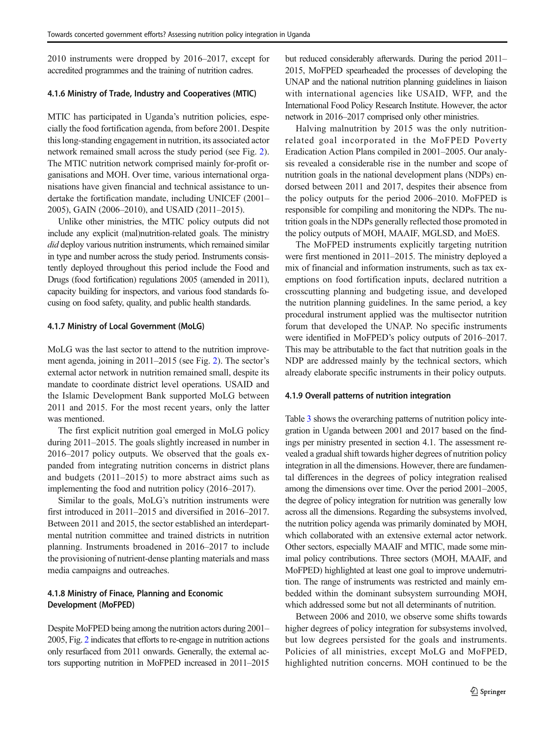2010 instruments were dropped by 2016–2017, except for accredited programmes and the training of nutrition cadres.

#### 4.1.6 Ministry of Trade, Industry and Cooperatives (MTIC)

MTIC has participated in Uganda's nutrition policies, especially the food fortification agenda, from before 2001. Despite this long-standing engagement in nutrition, its associated actor network remained small across the study period (see Fig. 2). The MTIC nutrition network comprised mainly for-profit organisations and MOH. Over time, various international organisations have given financial and technical assistance to undertake the fortification mandate, including UNICEF (2001–2005), GAIN (2006–2010), and USAID (2011–2015).

Unlike other ministries, the MTIC policy outputs did not include any explicit (mal)nutrition-related goals. The ministry *did* deploy various nutrition instruments, which remained similar in type and number across the study period. Instruments consistently deployed throughout this period include the Food and Drugs (food fortification) regulations 2005 (amended in 2011), capacity building for inspectors, and various food standards focusing on food safety, quality, and public health standards.

#### 4.1.7 Ministry of Local Government (MoLG)

MoLG was the last sector to attend to the nutrition improvement agenda, joining in 2011–2015 (see Fig. 2). The sector's external actor network in nutrition remained small, despite its mandate to coordinate district level operations. USAID and the Islamic Development Bank supported MoLG between 2011 and 2015. For the most recent years, only the latter was mentioned.

The first explicit nutrition goal emerged in MoLG policy during 2011–2015. The goals slightly increased in number in 2016–2017 policy outputs. We observed that the goals expanded from integrating nutrition concerns in district plans and budgets (2011–2015) to more abstract aims such as implementing the food and nutrition policy (2016–2017).

Similar to the goals, MoLG's nutrition instruments were first introduced in 2011–2015 and diversified in 2016–2017. Between 2011 and 2015, the sector established an interdepartmental nutrition committee and trained districts in nutrition planning. Instruments broadened in 2016–2017 to include the provisioning of nutrient-dense planting materials and mass media campaigns and outreaches.

#### 4.1.8 Ministry of Finace, Planning and Economic Development (MoFPED)

Despite MoFPED being among the nutrition actors during 2001–2005, Fig. 2 indicates that efforts to re-engage in nutrition actions only resurfaced from 2011 onwards. Generally, the external actors supporting nutrition in MoFPED increased in 2011–2015 but reduced considerably afterwards. During the period 2011–2015, MoFPED spearheaded the processes of developing the UNAP and the national nutrition planning guidelines in liaison with international agencies like USAID, WFP, and the International Food Policy Research Institute. However, the actor network in 2016–2017 comprised only other ministries.

Halving malnutrition by 2015 was the only nutrition-related goal incorporated in the MoFPED Poverty Eradication Action Plans compiled in 2001–2005. Our analysis revealed a considerable rise in the number and scope of nutrition goals in the national development plans (NDPs) endorsed between 2011 and 2017, despites their absence from the policy outputs for the period 2006–2010. MoFPED is responsible for compiling and monitoring the NDPs. The nutrition goals in the NDPs generally reflected those promoted in the policy outputs of MOH, MAAIF, MGLSD, and MoES.

The MoFPED instruments explicitly targeting nutrition were first mentioned in 2011–2015. The ministry deployed a mix of financial and information instruments, such as tax exemptions on food fortification inputs, declared nutrition a crosscutting planning and budgeting issue, and developed the nutrition planning guidelines. In the same period, a key procedural instrument applied was the multisector nutrition forum that developed the UNAP. No specific instruments were identified in MoFPED's policy outputs of 2016–2017. This may be attributable to the fact that nutrition goals in the NDP are addressed mainly by the technical sectors, which already elaborate specific instruments in their policy outputs.

#### 4.1.9 Overall patterns of nutrition integration

Table 3 shows the overarching patterns of nutrition policy integration in Uganda between 2001 and 2017 based on the findings per ministry presented in section 4.1. The assessment revealed a gradual shift towards higher degrees of nutrition policy integration in all the dimensions. However, there are fundamental differences in the degrees of policy integration realised among the dimensions over time. Over the period 2001–2005, the degree of policy integration for nutrition was generally low across all the dimensions. Regarding the subsystems involved, the nutrition policy agenda was primarily dominated by MOH, which collaborated with an extensive external actor network. Other sectors, especially MAAIF and MTIC, made some minimal policy contributions. Three sectors (MOH, MAAIF, and MoFPED) highlighted at least one goal to improve undernutrition. The range of instruments was restricted and mainly embedded within the dominant subsystem surrounding MOH, which addressed some but not all determinants of nutrition.

Between 2006 and 2010, we observe some shifts towards higher degrees of policy integration for subsystems involved, but low degrees persisted for the goals and instruments. Policies of all ministries, except MoLG and MoFPED, highlighted nutrition concerns. MOH continued to be the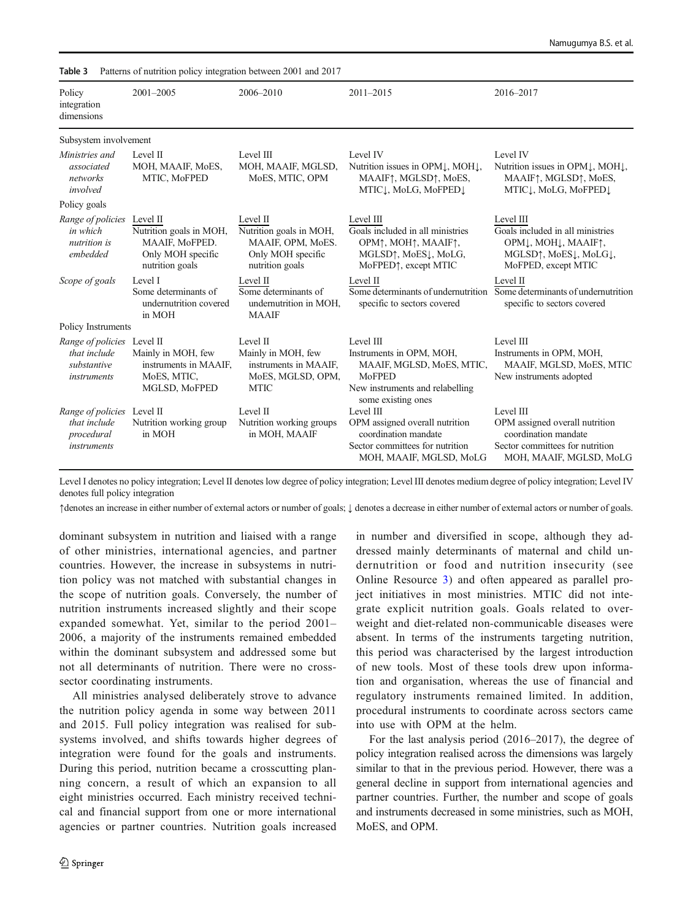**Table 3** Patterns of nutrition policy integration between 2001 and 2017

| Policy integration dimensions | 2001–2005 | 2006–2010 | 2011–2015 | 2016–2017 |
|---|---|---|---|---|
| Subsystem involvement | | | | |
| *Ministries and associated networks involved* | Level II<br>MOH, MAAIF, MoES, MTIC, MoFPED | Level III<br>MOH, MAAIF, MGLSD, MoES, MTIC, OPM | Level IV<br>Nutrition issues in OPM↓, MOH↓, MAAIF↑, MGLSD↑, MoES, MTIC↓, MoLG, MoFPED↓ | Level IV<br>Nutrition issues in OPM↓, MOH↓, MAAIF↑, MGLSD↑, MoES, MTIC↓, MoLG, MoFPED↓ |
| Policy goals | | | | |
| *Range of policies in which nutrition is embedded* | Level II<br>Nutrition goals in MOH, MAAIF, MoFPED. Only MOH specific nutrition goals | Level II<br>Nutrition goals in MOH, MAAIF, OPM, MoES. Only MOH specific nutrition goals | Level III<br>Goals included in all ministries OPM↑, MOH↑, MAAIF↑, MGLSD↑, MoES↓, MoLG, MoFPED↑, except MTIC | Level III<br>Goals included in all ministries OPM↓, MOH↓, MAAIF↑, MGLSD↑, MoES↓, MoLG↓, MoFPED, except MTIC |
| *Scope of goals* | Level I<br>Some determinants of undernutrition covered in MOH | Level II<br>Some determinants of undernutrition in MOH, MAAIF | Level II<br>Some determinants of undernutrition specific to sectors covered | Level II<br>Some determinants of undernutrition specific to sectors covered |
| Policy Instruments | | | | |
| *Range of policies that include substantive instruments* | Level II<br>Mainly in MOH, few instruments in MAAIF, MoES, MTIC, MGLSD, MoFPED | Level II<br>Mainly in MOH, few instruments in MAAIF, MoES, MGLSD, OPM, MTIC | Level III<br>Instruments in OPM, MOH, MAAIF, MGLSD, MoES, MTIC, MoFPED<br>New instruments and relabelling some existing ones | Level III<br>Instruments in OPM, MOH, MAAIF, MGLSD, MoES, MTIC<br>New instruments adopted |
| *Range of policies that include procedural instruments* | Level II<br>Nutrition working group in MOH | Level II<br>Nutrition working groups in MOH, MAAIF | Level III<br>OPM assigned overall nutrition coordination mandate<br>Sector committees for nutrition MOH, MAAIF, MGLSD, MoLG | Level III<br>OPM assigned overall nutrition coordination mandate<br>Sector committees for nutrition MOH, MAAIF, MGLSD, MoLG |

Level I denotes no policy integration; Level II denotes low degree of policy integration; Level III denotes medium degree of policy integration; Level IV denotes full policy integration

↑denotes an increase in either number of external actors or number of goals; ↓ denotes a decrease in either number of external actors or number of goals.

dominant subsystem in nutrition and liaised with a range of other ministries, international agencies, and partner countries. However, the increase in subsystems in nutrition policy was not matched with substantial changes in the scope of nutrition goals. Conversely, the number of nutrition instruments increased slightly and their scope expanded somewhat. Yet, similar to the period 2001–2006, a majority of the instruments remained embedded within the dominant subsystem and addressed some but not all determinants of nutrition. There were no cross-sector coordinating instruments.

All ministries analysed deliberately strove to advance the nutrition policy agenda in some way between 2011 and 2015. Full policy integration was realised for subsystems involved, and shifts towards higher degrees of integration were found for the goals and instruments. During this period, nutrition became a crosscutting planning concern, a result of which an expansion to all eight ministries occurred. Each ministry received technical and financial support from one or more international agencies or partner countries. Nutrition goals increased in number and diversified in scope, although they addressed mainly determinants of maternal and child undernutrition or food and nutrition insecurity (see Online Resource 3) and often appeared as parallel project initiatives in most ministries. MTIC did not integrate explicit nutrition goals. Goals related to overweight and diet-related non-communicable diseases were absent. In terms of the instruments targeting nutrition, this period was characterised by the largest introduction of new tools. Most of these tools drew upon information and organisation, whereas the use of financial and regulatory instruments remained limited. In addition, procedural instruments to coordinate across sectors came into use with OPM at the helm.

For the last analysis period (2016–2017), the degree of policy integration realised across the dimensions was largely similar to that in the previous period. However, there was a general decline in support from international agencies and partner countries. Further, the number and scope of goals and instruments decreased in some ministries, such as MOH, MoES, and OPM.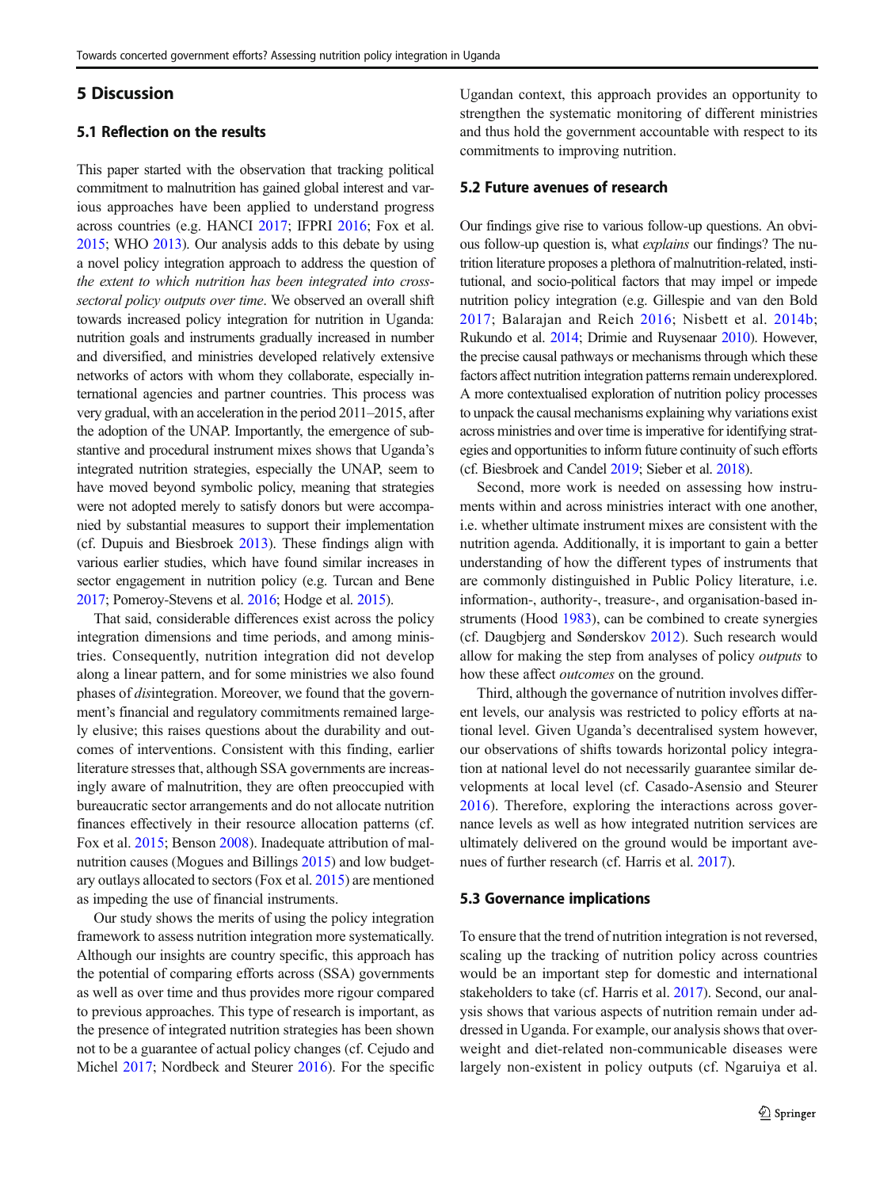## 5 Discussion

### 5.1 Reflection on the results

This paper started with the observation that tracking political commitment to malnutrition has gained global interest and various approaches have been applied to understand progress across countries (e.g. HANCI 2017; IFPRI 2016; Fox et al. 2015; WHO 2013). Our analysis adds to this debate by using a novel policy integration approach to address the question of *the extent to which nutrition has been integrated into cross-sectoral policy outputs over time*. We observed an overall shift towards increased policy integration for nutrition in Uganda: nutrition goals and instruments gradually increased in number and diversified, and ministries developed relatively extensive networks of actors with whom they collaborate, especially international agencies and partner countries. This process was very gradual, with an acceleration in the period 2011–2015, after the adoption of the UNAP. Importantly, the emergence of substantive and procedural instrument mixes shows that Uganda's integrated nutrition strategies, especially the UNAP, seem to have moved beyond symbolic policy, meaning that strategies were not adopted merely to satisfy donors but were accompanied by substantial measures to support their implementation (cf. Dupuis and Biesbroek 2013). These findings align with various earlier studies, which have found similar increases in sector engagement in nutrition policy (e.g. Turcan and Bene 2017; Pomeroy-Stevens et al. 2016; Hodge et al. 2015).

That said, considerable differences exist across the policy integration dimensions and time periods, and among ministries. Consequently, nutrition integration did not develop along a linear pattern, and for some ministries we also found phases of *dis*integration. Moreover, we found that the government's financial and regulatory commitments remained largely elusive; this raises questions about the durability and outcomes of interventions. Consistent with this finding, earlier literature stresses that, although SSA governments are increasingly aware of malnutrition, they are often preoccupied with bureaucratic sector arrangements and do not allocate nutrition finances effectively in their resource allocation patterns (cf. Fox et al. 2015; Benson 2008). Inadequate attribution of malnutrition causes (Mogues and Billings 2015) and low budgetary outlays allocated to sectors (Fox et al. 2015) are mentioned as impeding the use of financial instruments.

Our study shows the merits of using the policy integration framework to assess nutrition integration more systematically. Although our insights are country specific, this approach has the potential of comparing efforts across (SSA) governments as well as over time and thus provides more rigour compared to previous approaches. This type of research is important, as the presence of integrated nutrition strategies has been shown not to be a guarantee of actual policy changes (cf. Cejudo and Michel 2017; Nordbeck and Steurer 2016). For the specific Ugandan context, this approach provides an opportunity to strengthen the systematic monitoring of different ministries and thus hold the government accountable with respect to its commitments to improving nutrition.

### 5.2 Future avenues of research

Our findings give rise to various follow-up questions. An obvious follow-up question is, what *explains* our findings? The nutrition literature proposes a plethora of malnutrition-related, institutional, and socio-political factors that may impel or impede nutrition policy integration (e.g. Gillespie and van den Bold 2017; Balarajan and Reich 2016; Nisbett et al. 2014b; Rukundo et al. 2014; Drimie and Ruysenaar 2010). However, the precise causal pathways or mechanisms through which these factors affect nutrition integration patterns remain underexplored. A more contextualised exploration of nutrition policy processes to unpack the causal mechanisms explaining why variations exist across ministries and over time is imperative for identifying strategies and opportunities to inform future continuity of such efforts (cf. Biesbroek and Candel 2019; Sieber et al. 2018).

Second, more work is needed on assessing how instruments within and across ministries interact with one another, i.e. whether ultimate instrument mixes are consistent with the nutrition agenda. Additionally, it is important to gain a better understanding of how the different types of instruments that are commonly distinguished in Public Policy literature, i.e. information-, authority-, treasure-, and organisation-based instruments (Hood 1983), can be combined to create synergies (cf. Daugbjerg and Sønderskov 2012). Such research would allow for making the step from analyses of policy *outputs* to how these affect *outcomes* on the ground.

Third, although the governance of nutrition involves different levels, our analysis was restricted to policy efforts at national level. Given Uganda's decentralised system however, our observations of shifts towards horizontal policy integration at national level do not necessarily guarantee similar developments at local level (cf. Casado-Asensio and Steurer 2016). Therefore, exploring the interactions across governance levels as well as how integrated nutrition services are ultimately delivered on the ground would be important avenues of further research (cf. Harris et al. 2017).

### 5.3 Governance implications

To ensure that the trend of nutrition integration is not reversed, scaling up the tracking of nutrition policy across countries would be an important step for domestic and international stakeholders to take (cf. Harris et al. 2017). Second, our analysis shows that various aspects of nutrition remain under addressed in Uganda. For example, our analysis shows that overweight and diet-related non-communicable diseases were largely non-existent in policy outputs (cf. Ngaruiya et al.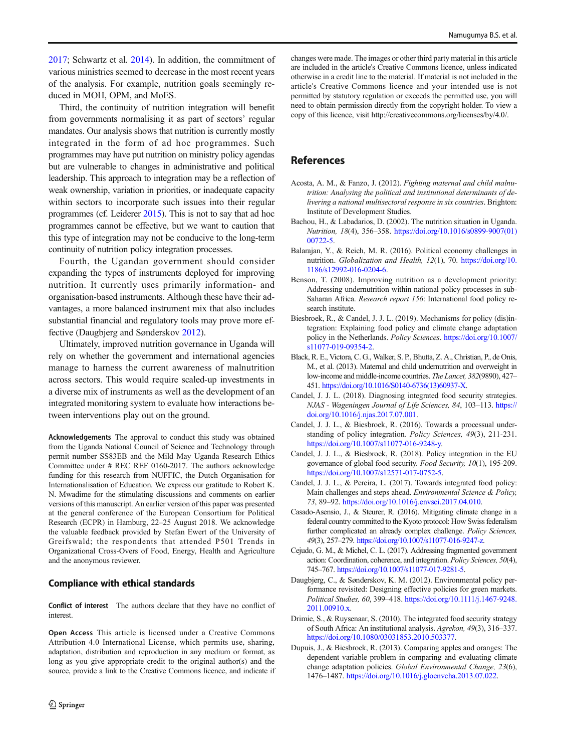2017; Schwartz et al. 2014). In addition, the commitment of various ministries seemed to decrease in the most recent years of the analysis. For example, nutrition goals seemingly reduced in MOH, OPM, and MoES.

Third, the continuity of nutrition integration will benefit from governments normalising it as part of sectors' regular mandates. Our analysis shows that nutrition is currently mostly integrated in the form of ad hoc programmes. Such programmes may have put nutrition on ministry policy agendas but are vulnerable to changes in administrative and political leadership. This approach to integration may be a reflection of weak ownership, variation in priorities, or inadequate capacity within sectors to incorporate such issues into their regular programmes (cf. Leiderer 2015). This is not to say that ad hoc programmes cannot be effective, but we want to caution that this type of integration may not be conducive to the long-term continuity of nutrition policy integration processes.

Fourth, the Ugandan government should consider expanding the types of instruments deployed for improving nutrition. It currently uses primarily information- and organisation-based instruments. Although these have their advantages, a more balanced instrument mix that also includes substantial financial and regulatory tools may prove more effective (Daugbjerg and Sønderskov 2012).

Ultimately, improved nutrition governance in Uganda will rely on whether the government and international agencies manage to harness the current awareness of malnutrition across sectors. This would require scaled-up investments in a diverse mix of instruments as well as the development of an integrated monitoring system to evaluate how interactions between interventions play out on the ground.

**Acknowledgements** The approval to conduct this study was obtained from the Uganda National Council of Science and Technology through permit number SS83EB and the Mild May Uganda Research Ethics Committee under # REC REF 0160-2017. The authors acknowledge funding for this research from NUFFIC, the Dutch Organisation for Internationalisation of Education. We express our gratitude to Robert K. N. Mwadime for the stimulating discussions and comments on earlier versions of this manuscript. An earlier version of this paper was presented at the general conference of the European Consortium for Political Research (ECPR) in Hamburg, 22–25 August 2018. We acknowledge the valuable feedback provided by Stefan Ewert of the University of Greifswald; the respondents that attended P501 Trends in Organizational Cross-Overs of Food, Energy, Health and Agriculture and the anonymous reviewer.

## Compliance with ethical standards

**Conflict of interest** The authors declare that they have no conflict of interest.

**Open Access** This article is licensed under a Creative Commons Attribution 4.0 International License, which permits use, sharing, adaptation, distribution and reproduction in any medium or format, as long as you give appropriate credit to the original author(s) and the source, provide a link to the Creative Commons licence, and indicate if changes were made. The images or other third party material in this article are included in the article's Creative Commons licence, unless indicated otherwise in a credit line to the material. If material is not included in the article's Creative Commons licence and your intended use is not permitted by statutory regulation or exceeds the permitted use, you will need to obtain permission directly from the copyright holder. To view a copy of this licence, visit http://creativecommons.org/licenses/by/4.0/.

## References

Acosta, A. M., & Fanzo, J. (2012). *Fighting maternal and child malnutrition: Analysing the political and institutional determinants of delivering a national multisectoral response in six countries*. Brighton: Institute of Development Studies.

Bachou, H., & Labadarios, D. (2002). The nutrition situation in Uganda. *Nutrition, 18*(4), 356–358. https://doi.org/10.1016/s0899-9007(01)00722-5.

Balarajan, Y., & Reich, M. R. (2016). Political economy challenges in nutrition. *Globalization and Health, 12*(1), 70. https://doi.org/10.1186/s12992-016-0204-6.

Benson, T. (2008). Improving nutrition as a development priority: Addressing undernutrition within national policy processes in sub-Saharan Africa. *Research report 156*: International food policy research institute.

Biesbroek, R., & Candel, J. J. L. (2019). Mechanisms for policy (dis)integration: Explaining food policy and climate change adaptation policy in the Netherlands. *Policy Sciences*. https://doi.org/10.1007/s11077-019-09354-2.

Black, R. E., Victora, C. G., Walker, S. P., Bhutta, Z. A., Christian, P., de Onis, M., et al. (2013). Maternal and child undernutrition and overweight in low-income and middle-income countries. *The Lancet, 382*(9890), 427–451. https://doi.org/10.1016/S0140-6736(13)60937-X.

Candel, J. J. L. (2018). Diagnosing integrated food security strategies. *NJAS - Wageningen Journal of Life Sciences, 84*, 103–113. https://doi.org/10.1016/j.njas.2017.07.001.

Candel, J. J. L., & Biesbroek, R. (2016). Towards a processual understanding of policy integration. *Policy Sciences, 49*(3), 211-231. https://doi.org/10.1007/s11077-016-9248-y.

Candel, J. J. L., & Biesbroek, R. (2018). Policy integration in the EU governance of global food security. *Food Security, 10*(1), 195-209. https://doi.org/10.1007/s12571-017-0752-5.

Candel, J. J. L., & Pereira, L. (2017). Towards integrated food policy: Main challenges and steps ahead. *Environmental Science & Policy, 73*, 89–92. https://doi.org/10.1016/j.envsci.2017.04.010.

Casado-Asensio, J., & Steurer, R. (2016). Mitigating climate change in a federal country committed to the Kyoto protocol: How Swiss federalism further complicated an already complex challenge. *Policy Sciences, 49*(3), 257–279. https://doi.org/10.1007/s11077-016-9247-z.

Cejudo, G. M., & Michel, C. L. (2017). Addressing fragmented government action: Coordination, coherence, and integration. *Policy Sciences, 50*(4), 745–767. https://doi.org/10.1007/s11077-017-9281-5.

Daugbjerg, C., & Sønderskov, K. M. (2012). Environmental policy performance revisited: Designing effective policies for green markets. *Political Studies, 60*, 399–418. https://doi.org/10.1111/j.1467-9248.2011.00910.x.

Drimie, S., & Ruysenaar, S. (2010). The integrated food security strategy of South Africa: An institutional analysis. *Agrekon, 49*(3), 316–337. https://doi.org/10.1080/03031853.2010.503377.

Dupuis, J., & Biesbroek, R. (2013). Comparing apples and oranges: The dependent variable problem in comparing and evaluating climate change adaptation policies. *Global Environmental Change, 23*(6), 1476–1487. https://doi.org/10.1016/j.gloenvcha.2013.07.022.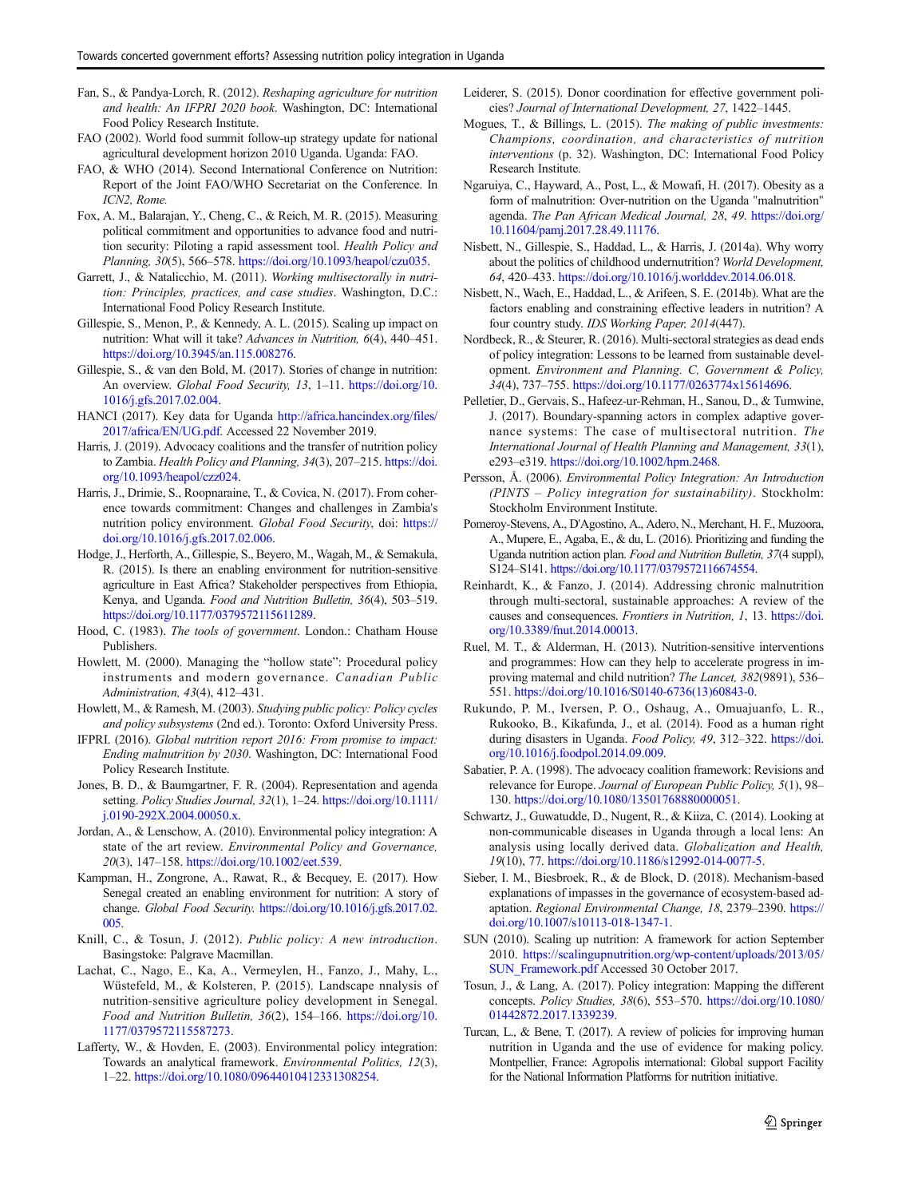Fan, S., & Pandya-Lorch, R. (2012). *Reshaping agriculture for nutrition and health: An IFPRI 2020 book*. Washington, DC: International Food Policy Research Institute.

FAO (2002). World food summit follow-up strategy update for national agricultural development horizon 2010 Uganda. Uganda: FAO.

FAO, & WHO (2014). Second International Conference on Nutrition: Report of the Joint FAO/WHO Secretariat on the Conference. In *ICN2, Rome.*

Fox, A. M., Balarajan, Y., Cheng, C., & Reich, M. R. (2015). Measuring political commitment and opportunities to advance food and nutrition security: Piloting a rapid assessment tool. *Health Policy and Planning, 30*(5), 566–578. https://doi.org/10.1093/heapol/czu035.

Garrett, J., & Natalicchio, M. (2011). *Working multisectorally in nutrition: Principles, practices, and case studies*. Washington, D.C.: International Food Policy Research Institute.

Gillespie, S., Menon, P., & Kennedy, A. L. (2015). Scaling up impact on nutrition: What will it take? *Advances in Nutrition, 6*(4), 440–451. https://doi.org/10.3945/an.115.008276.

Gillespie, S., & van den Bold, M. (2017). Stories of change in nutrition: An overview. *Global Food Security, 13*, 1–11. https://doi.org/10.1016/j.gfs.2017.02.004.

HANCI (2017). Key data for Uganda http://africa.hancindex.org/files/2017/africa/EN/UG.pdf. Accessed 22 November 2019.

Harris, J. (2019). Advocacy coalitions and the transfer of nutrition policy to Zambia. *Health Policy and Planning, 34*(3), 207–215. https://doi.org/10.1093/heapol/czz024.

Harris, J., Drimie, S., Roopnaraine, T., & Covica, N. (2017). From coherence towards commitment: Changes and challenges in Zambia's nutrition policy environment. *Global Food Security*, doi: https://doi.org/10.1016/j.gfs.2017.02.006.

Hodge, J., Herforth, A., Gillespie, S., Beyero, M., Wagah, M., & Semakula, R. (2015). Is there an enabling environment for nutrition-sensitive agriculture in East Africa? Stakeholder perspectives from Ethiopia, Kenya, and Uganda. *Food and Nutrition Bulletin, 36*(4), 503–519. https://doi.org/10.1177/0379572115611289.

Hood, C. (1983). *The tools of government*. London.: Chatham House Publishers.

Howlett, M. (2000). Managing the "hollow state": Procedural policy instruments and modern governance. *Canadian Public Administration, 43*(4), 412–431.

Howlett, M., & Ramesh, M. (2003). *Studying public policy: Policy cycles and policy subsystems* (2nd ed.). Toronto: Oxford University Press.

IFPRI. (2016). *Global nutrition report 2016: From promise to impact: Ending malnutrition by 2030*. Washington, DC: International Food Policy Research Institute.

Jones, B. D., & Baumgartner, F. R. (2004). Representation and agenda setting. *Policy Studies Journal, 32*(1), 1–24. https://doi.org/10.1111/j.0190-292X.2004.00050.x.

Jordan, A., & Lenschow, A. (2010). Environmental policy integration: A state of the art review. *Environmental Policy and Governance, 20*(3), 147–158. https://doi.org/10.1002/eet.539.

Kampman, H., Zongrone, A., Rawat, R., & Becquey, E. (2017). How Senegal created an enabling environment for nutrition: A story of change. *Global Food Security.* https://doi.org/10.1016/j.gfs.2017.02.005.

Knill, C., & Tosun, J. (2012). *Public policy: A new introduction*. Basingstoke: Palgrave Macmillan.

Lachat, C., Nago, E., Ka, A., Vermeylen, H., Fanzo, J., Mahy, L., Wüstefeld, M., & Kolsteren, P. (2015). Landscape nnalysis of nutrition-sensitive agriculture policy development in Senegal. *Food and Nutrition Bulletin, 36*(2), 154–166. https://doi.org/10.1177/0379572115587273.

Lafferty, W., & Hovden, E. (2003). Environmental policy integration: Towards an analytical framework. *Environmental Politics, 12*(3), 1–22. https://doi.org/10.1080/09644010412331308254.

Leiderer, S. (2015). Donor coordination for effective government policies? *Journal of International Development, 27*, 1422–1445.

Mogues, T., & Billings, L. (2015). *The making of public investments: Champions, coordination, and characteristics of nutrition interventions* (p. 32). Washington, DC: International Food Policy Research Institute.

Ngaruiya, C., Hayward, A., Post, L., & Mowafi, H. (2017). Obesity as a form of malnutrition: Over-nutrition on the Uganda "malnutrition" agenda. *The Pan African Medical Journal, 28*, 49. https://doi.org/10.11604/pamj.2017.28.49.11176.

Nisbett, N., Gillespie, S., Haddad, L., & Harris, J. (2014a). Why worry about the politics of childhood undernutrition? *World Development, 64*, 420–433. https://doi.org/10.1016/j.worlddev.2014.06.018.

Nisbett, N., Wach, E., Haddad, L., & Arifeen, S. E. (2014b). What are the factors enabling and constraining effective leaders in nutrition? A four country study. *IDS Working Paper, 2014*(447).

Nordbeck, R., & Steurer, R. (2016). Multi-sectoral strategies as dead ends of policy integration: Lessons to be learned from sustainable development. *Environment and Planning. C, Government & Policy, 34*(4), 737–755. https://doi.org/10.1177/0263774x15614696.

Pelletier, D., Gervais, S., Hafeez-ur-Rehman, H., Sanou, D., & Tumwine, J. (2017). Boundary-spanning actors in complex adaptive governance systems: The case of multisectoral nutrition. *The International Journal of Health Planning and Management, 33*(1), e293–e319. https://doi.org/10.1002/hpm.2468.

Persson, Å. (2006). *Environmental Policy Integration: An Introduction (PINTS – Policy integration for sustainability)*. Stockholm: Stockholm Environment Institute.

Pomeroy-Stevens, A., D'Agostino, A., Adero, N., Merchant, H. F., Muzoora, A., Mupere, E., Agaba, E., & du, L. (2016). Prioritizing and funding the Uganda nutrition action plan. *Food and Nutrition Bulletin, 37*(4 suppl), S124–S141. https://doi.org/10.1177/0379572116674554.

Reinhardt, K., & Fanzo, J. (2014). Addressing chronic malnutrition through multi-sectoral, sustainable approaches: A review of the causes and consequences. *Frontiers in Nutrition, 1*, 13. https://doi.org/10.3389/fnut.2014.00013.

Ruel, M. T., & Alderman, H. (2013). Nutrition-sensitive interventions and programmes: How can they help to accelerate progress in improving maternal and child nutrition? *The Lancet, 382*(9891), 536–551. https://doi.org/10.1016/S0140-6736(13)60843-0.

Rukundo, P. M., Iversen, P. O., Oshaug, A., Omuajuanfo, L. R., Rukooko, B., Kikafunda, J., et al. (2014). Food as a human right during disasters in Uganda. *Food Policy, 49*, 312–322. https://doi.org/10.1016/j.foodpol.2014.09.009.

Sabatier, P. A. (1998). The advocacy coalition framework: Revisions and relevance for Europe. *Journal of European Public Policy, 5*(1), 98–130. https://doi.org/10.1080/13501768880000051.

Schwartz, J., Guwatudde, D., Nugent, R., & Kiiza, C. (2014). Looking at non-communicable diseases in Uganda through a local lens: An analysis using locally derived data. *Globalization and Health, 19*(10), 77. https://doi.org/10.1186/s12992-014-0077-5.

Sieber, I. M., Biesbroek, R., & de Block, D. (2018). Mechanism-based explanations of impasses in the governance of ecosystem-based adaptation. *Regional Environmental Change, 18*, 2379–2390. https://doi.org/10.1007/s10113-018-1347-1.

SUN (2010). Scaling up nutrition: A framework for action September 2010. https://scalingupnutrition.org/wp-content/uploads/2013/05/SUN_Framework.pdf Accessed 30 October 2017.

Tosun, J., & Lang, A. (2017). Policy integration: Mapping the different concepts. *Policy Studies, 38*(6), 553–570. https://doi.org/10.1080/01442872.2017.1339239.

Turcan, L., & Bene, T. (2017). A review of policies for improving human nutrition in Uganda and the use of evidence for making policy. Montpellier, France: Agropolis international: Global support Facility for the National Information Platforms for nutrition initiative.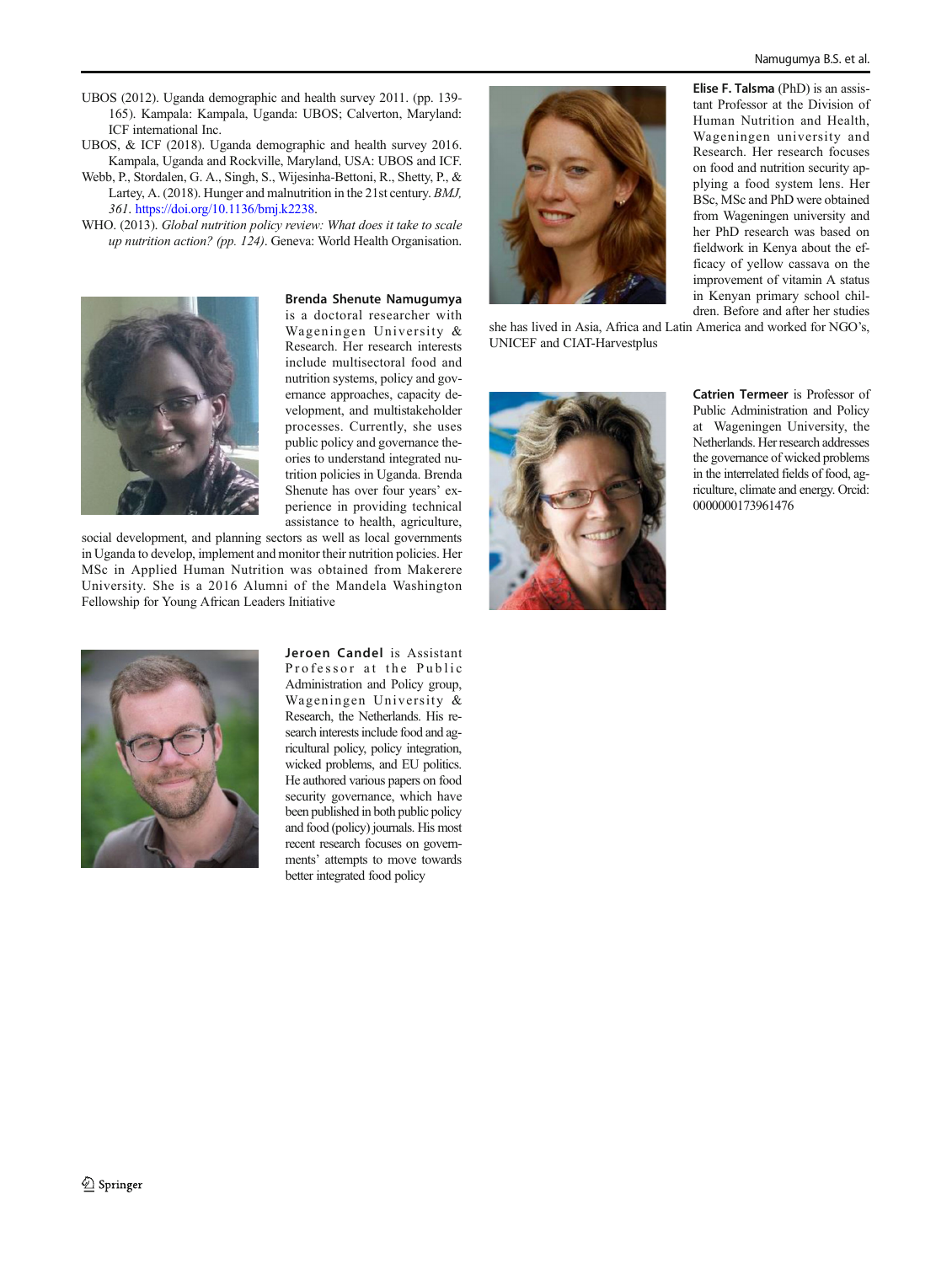UBOS (2012). Uganda demographic and health survey 2011. (pp. 139-165). Kampala: Kampala, Uganda: UBOS; Calverton, Maryland: ICF international Inc.

UBOS, & ICF (2018). Uganda demographic and health survey 2016. Kampala, Uganda and Rockville, Maryland, USA: UBOS and ICF.

Webb, P., Stordalen, G. A., Singh, S., Wijesinha-Bettoni, R., Shetty, P., & Lartey, A. (2018). Hunger and malnutrition in the 21st century. *BMJ, 361*. https://doi.org/10.1136/bmj.k2238.

WHO. (2013). *Global nutrition policy review: What does it take to scale up nutrition action? (pp. 124)*. Geneva: World Health Organisation.

**Brenda Shenute Namugumya** is a doctoral researcher with Wageningen University & Research. Her research interests include multisectoral food and nutrition systems, policy and governance approaches, capacity development, and multistakeholder processes. Currently, she uses public policy and governance theories to understand integrated nutrition policies in Uganda. Brenda Shenute has over four years' experience in providing technical assistance to health, agriculture, social development, and planning sectors as well as local governments in Uganda to develop, implement and monitor their nutrition policies. Her MSc in Applied Human Nutrition was obtained from Makerere University. She is a 2016 Alumni of the Mandela Washington Fellowship for Young African Leaders Initiative

**Jeroen Candel** is Assistant Professor at the Public Administration and Policy group, Wageningen University & Research, the Netherlands. His research interests include food and agricultural policy, policy integration, wicked problems, and EU politics. He authored various papers on food security governance, which have been published in both public policy and food (policy) journals. His most recent research focuses on governments' attempts to move towards better integrated food policy

**Elise F. Talsma** (PhD) is an assistant Professor at the Division of Human Nutrition and Health, Wageningen university and Research. Her research focuses on food and nutrition security applying a food system lens. Her BSc, MSc and PhD were obtained from Wageningen university and her PhD research was based on fieldwork in Kenya about the efficacy of yellow cassava on the improvement of vitamin A status in Kenyan primary school children. Before and after her studies she has lived in Asia, Africa and Latin America and worked for NGO's, UNICEF and CIAT-Harvestplus

**Catrien Termeer** is Professor of Public Administration and Policy at Wageningen University, the Netherlands. Her research addresses the governance of wicked problems in the interrelated fields of food, agriculture, climate and energy. Orcid: 0000000173961476